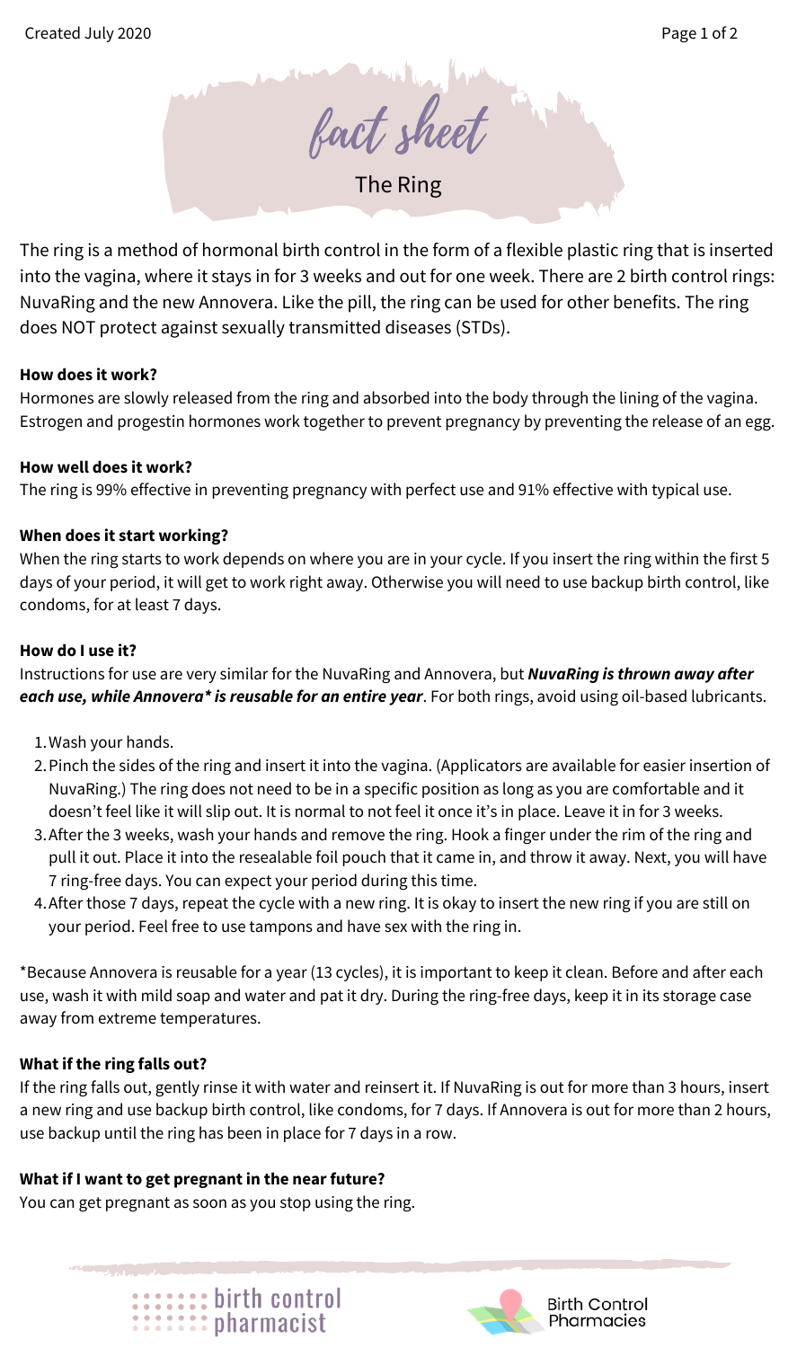# fact sheet

## The Ring

The ring is a method of hormonal birth control in the form of a flexible plastic ring that is inserted into the vagina, where it stays in for 3 weeks and out for one week. There are 2 birth control rings: NuvaRing and the new Annovera. Like the pill, the ring can be used for other benefits. The ring does NOT protect against sexually transmitted diseases (STDs).

**How does it work?**

Hormones are slowly released from the ring and absorbed into the body through the lining of the vagina. Estrogen and progestin hormones work together to prevent pregnancy by preventing the release of an egg.

**How well does it work?**

The ring is 99% effective in preventing pregnancy with perfect use and 91% effective with typical use.

**When does it start working?**

When the ring starts to work depends on where you are in your cycle. If you insert the ring within the first 5 days of your period, it will get to work right away. Otherwise you will need to use backup birth control, like condoms, for at least 7 days.

**How do I use it?**

Instructions for use are very similar for the NuvaRing and Annovera, but ***NuvaRing is thrown away after each use, while Annovera* is reusable for an entire year***. For both rings, avoid using oil-based lubricants.

1. Wash your hands.
2. Pinch the sides of the ring and insert it into the vagina. (Applicators are available for easier insertion of NuvaRing.) The ring does not need to be in a specific position as long as you are comfortable and it doesn't feel like it will slip out. It is normal to not feel it once it's in place. Leave it in for 3 weeks.
3. After the 3 weeks, wash your hands and remove the ring. Hook a finger under the rim of the ring and pull it out. Place it into the resealable foil pouch that it came in, and throw it away. Next, you will have 7 ring-free days. You can expect your period during this time.
4. After those 7 days, repeat the cycle with a new ring. It is okay to insert the new ring if you are still on your period. Feel free to use tampons and have sex with the ring in.

*Because Annovera is reusable for a year (13 cycles), it is important to keep it clean. Before and after each use, wash it with mild soap and water and pat it dry. During the ring-free days, keep it in its storage case away from extreme temperatures.

**What if the ring falls out?**

If the ring falls out, gently rinse it with water and reinsert it. If NuvaRing is out for more than 3 hours, insert a new ring and use backup birth control, like condoms, for 7 days. If Annovera is out for more than 2 hours, use backup until the ring has been in place for 7 days in a row.

**What if I want to get pregnant in the near future?**

You can get pregnant as soon as you stop using the ring.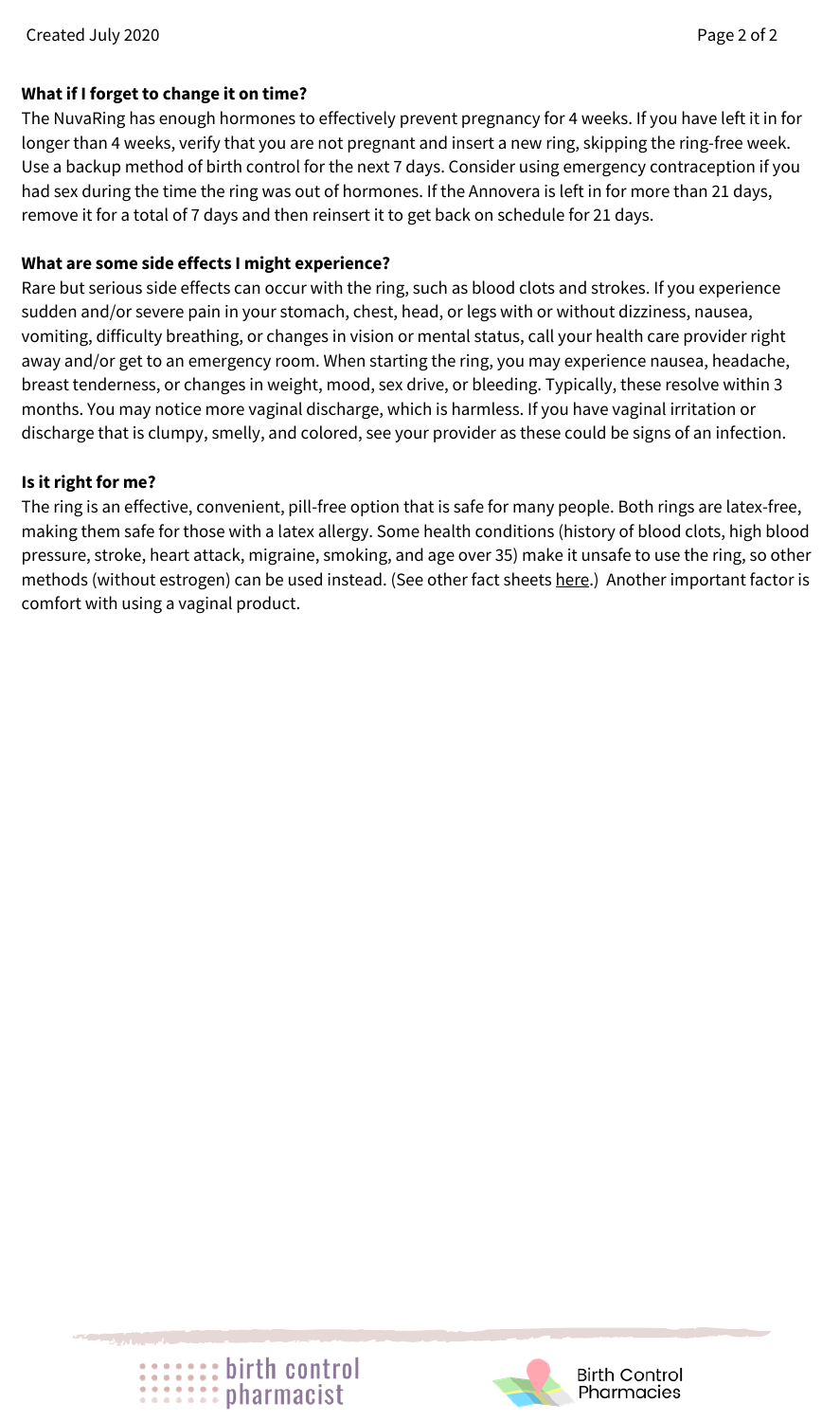**What if I forget to change it on time?**

The NuvaRing has enough hormones to effectively prevent pregnancy for 4 weeks. If you have left it in for longer than 4 weeks, verify that you are not pregnant and insert a new ring, skipping the ring-free week. Use a backup method of birth control for the next 7 days. Consider using emergency contraception if you had sex during the time the ring was out of hormones. If the Annovera is left in for more than 21 days, remove it for a total of 7 days and then reinsert it to get back on schedule for 21 days.

**What are some side effects I might experience?**

Rare but serious side effects can occur with the ring, such as blood clots and strokes. If you experience sudden and/or severe pain in your stomach, chest, head, or legs with or without dizziness, nausea, vomiting, difficulty breathing, or changes in vision or mental status, call your health care provider right away and/or get to an emergency room. When starting the ring, you may experience nausea, headache, breast tenderness, or changes in weight, mood, sex drive, or bleeding. Typically, these resolve within 3 months. You may notice more vaginal discharge, which is harmless. If you have vaginal irritation or discharge that is clumpy, smelly, and colored, see your provider as these could be signs of an infection.

**Is it right for me?**

The ring is an effective, convenient, pill-free option that is safe for many people. Both rings are latex-free, making them safe for those with a latex allergy. Some health conditions (history of blood clots, high blood pressure, stroke, heart attack, migraine, smoking, and age over 35) make it unsafe to use the ring, so other methods (without estrogen) can be used instead. (See other fact sheets here.) Another important factor is comfort with using a vaginal product.

birth control pharmacist

Birth Control Pharmacies